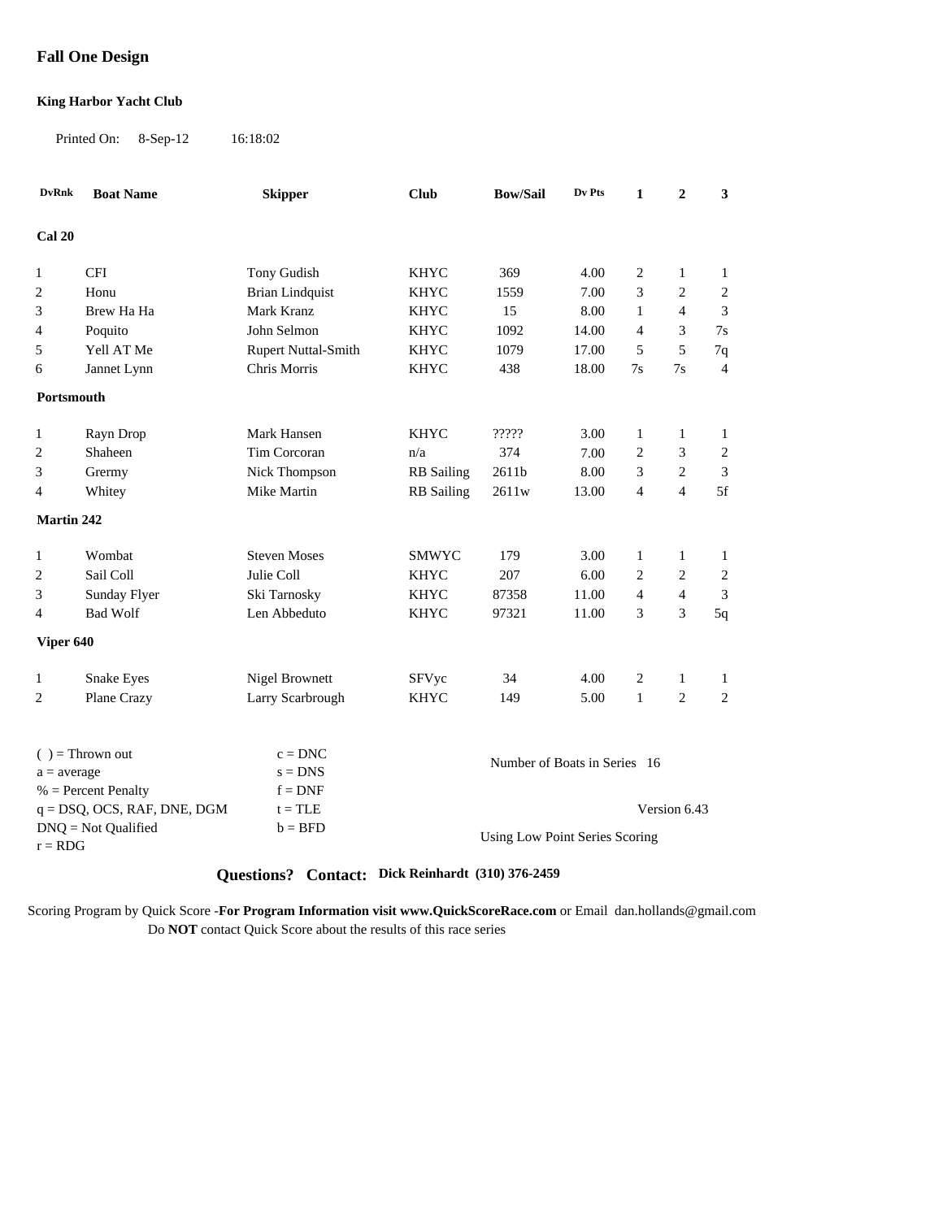# Fall One Design

**King Harbor Yacht Club**

Printed On: 8-Sep-12 16:18:02

| DvRnk | Boat Name | Skipper | Club | Bow/Sail | Dv Pts | 1 | 2 | 3 |
|---|---|---|---|---|---|---|---|---|
| **Cal 20** | | | | | | | | |
| 1 | CFI | Tony Gudish | KHYC | 369 | 4.00 | 2 | 1 | 1 |
| 2 | Honu | Brian Lindquist | KHYC | 1559 | 7.00 | 3 | 2 | 2 |
| 3 | Brew Ha Ha | Mark Kranz | KHYC | 15 | 8.00 | 1 | 4 | 3 |
| 4 | Poquito | John Selmon | KHYC | 1092 | 14.00 | 4 | 3 | 7s |
| 5 | Yell AT Me | Rupert Nuttal-Smith | KHYC | 1079 | 17.00 | 5 | 5 | 7q |
| 6 | Jannet Lynn | Chris Morris | KHYC | 438 | 18.00 | 7s | 7s | 4 |
| **Portsmouth** | | | | | | | | |
| 1 | Rayn Drop | Mark Hansen | KHYC | ????? | 3.00 | 1 | 1 | 1 |
| 2 | Shaheen | Tim Corcoran | n/a | 374 | 7.00 | 2 | 3 | 2 |
| 3 | Grermy | Nick Thompson | RB Sailing | 2611b | 8.00 | 3 | 2 | 3 |
| 4 | Whitey | Mike Martin | RB Sailing | 2611w | 13.00 | 4 | 4 | 5f |
| **Martin 242** | | | | | | | | |
| 1 | Wombat | Steven Moses | SMWYC | 179 | 3.00 | 1 | 1 | 1 |
| 2 | Sail Coll | Julie Coll | KHYC | 207 | 6.00 | 2 | 2 | 2 |
| 3 | Sunday Flyer | Ski Tarnosky | KHYC | 87358 | 11.00 | 4 | 4 | 3 |
| 4 | Bad Wolf | Len Abbeduto | KHYC | 97321 | 11.00 | 3 | 3 | 5q |
| **Viper 640** | | | | | | | | |
| 1 | Snake Eyes | Nigel Brownett | SFVyc | 34 | 4.00 | 2 | 1 | 1 |
| 2 | Plane Crazy | Larry Scarbrough | KHYC | 149 | 5.00 | 1 | 2 | 2 |

( ) = Thrown out
a = average
% = Percent Penalty
q = DSQ, OCS, RAF, DNE, DGM
DNQ = Not Qualified
r = RDG

c = DNC
s = DNS
f = DNF
t = TLE
b = BFD

Number of Boats in Series 16

Version 6.43

Using Low Point Series Scoring

**Questions? Contact: Dick Reinhardt (310) 376-2459**

Scoring Program by Quick Score -**For Program Information visit www.QuickScoreRace.com** or Email dan.hollands@gmail.com
Do **NOT** contact Quick Score about the results of this race series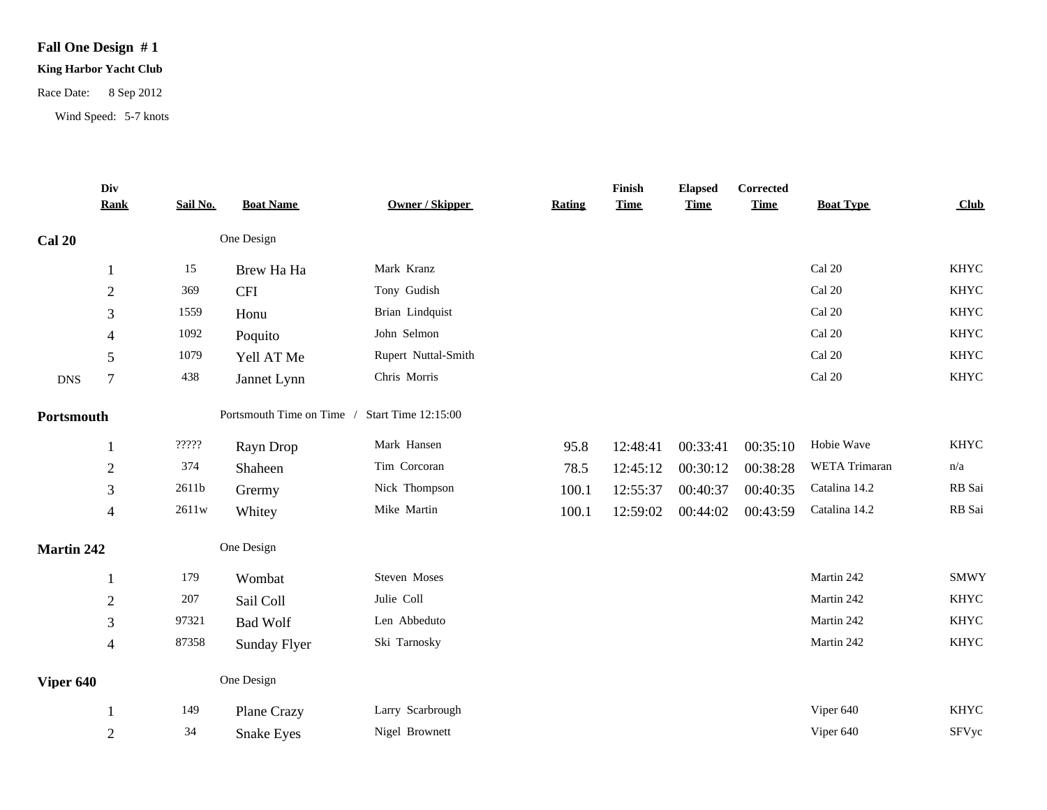**Fall One Design # 1**

**King Harbor Yacht Club**

Race Date: 8 Sep 2012

Wind Speed: 5-7 knots

| | Div Rank | Sail No. | Boat Name | Owner / Skipper | Rating | Finish Time | Elapsed Time | Corrected Time | Boat Type | Club |
|---|---|---|---|---|---|---|---|---|---|---|
| **Cal 20** | | | One Design | | | | | | | |
| | 1 | 15 | Brew Ha Ha | Mark Kranz | | | | | Cal 20 | KHYC |
| | 2 | 369 | CFI | Tony Gudish | | | | | Cal 20 | KHYC |
| | 3 | 1559 | Honu | Brian Lindquist | | | | | Cal 20 | KHYC |
| | 4 | 1092 | Poquito | John Selmon | | | | | Cal 20 | KHYC |
| | 5 | 1079 | Yell AT Me | Rupert Nuttal-Smith | | | | | Cal 20 | KHYC |
| DNS | 7 | 438 | Jannet Lynn | Chris Morris | | | | | Cal 20 | KHYC |
| **Portsmouth** | | | Portsmouth Time on Time / Start Time 12:15:00 | | | | | | | |
| | 1 | ????? | Rayn Drop | Mark Hansen | 95.8 | 12:48:41 | 00:33:41 | 00:35:10 | Hobie Wave | KHYC |
| | 2 | 374 | Shaheen | Tim Corcoran | 78.5 | 12:45:12 | 00:30:12 | 00:38:28 | WETA Trimaran | n/a |
| | 3 | 2611b | Grermy | Nick Thompson | 100.1 | 12:55:37 | 00:40:37 | 00:40:35 | Catalina 14.2 | RB Sai |
| | 4 | 2611w | Whitey | Mike Martin | 100.1 | 12:59:02 | 00:44:02 | 00:43:59 | Catalina 14.2 | RB Sai |
| **Martin 242** | | | One Design | | | | | | | |
| | 1 | 179 | Wombat | Steven Moses | | | | | Martin 242 | SMWY |
| | 2 | 207 | Sail Coll | Julie Coll | | | | | Martin 242 | KHYC |
| | 3 | 97321 | Bad Wolf | Len Abbeduto | | | | | Martin 242 | KHYC |
| | 4 | 87358 | Sunday Flyer | Ski Tarnosky | | | | | Martin 242 | KHYC |
| **Viper 640** | | | One Design | | | | | | | |
| | 1 | 149 | Plane Crazy | Larry Scarbrough | | | | | Viper 640 | KHYC |
| | 2 | 34 | Snake Eyes | Nigel Brownett | | | | | Viper 640 | SFVyc |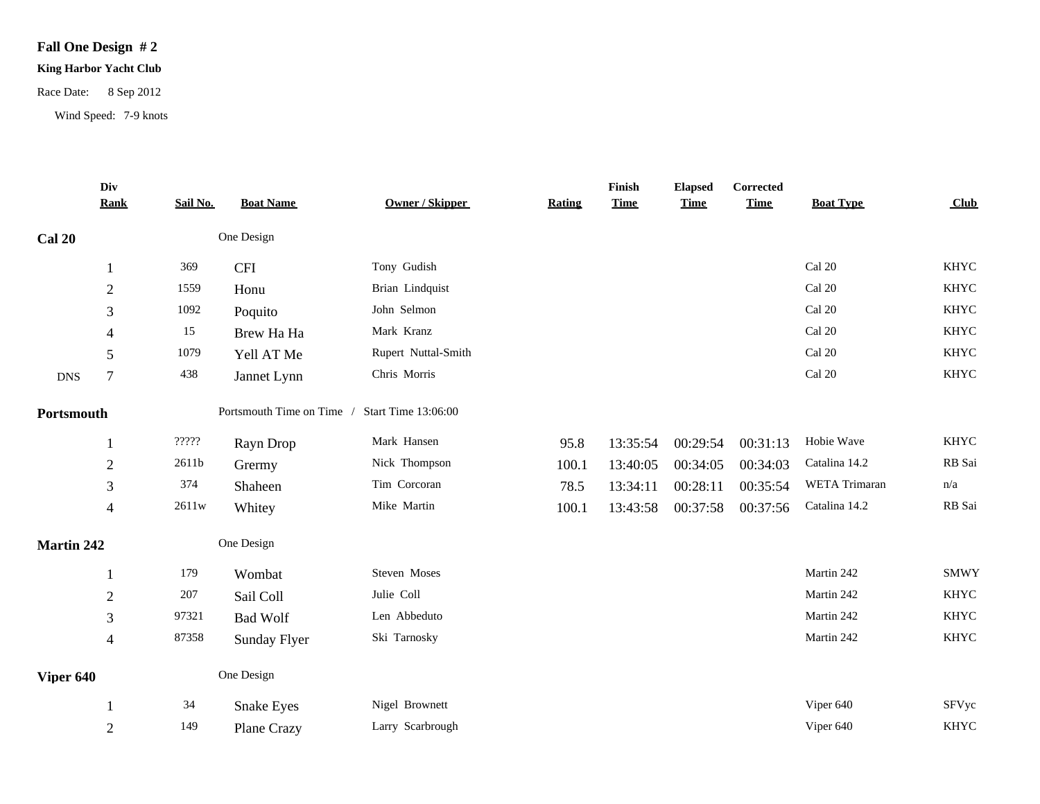**Fall One Design # 2**

**King Harbor Yacht Club**

Race Date: 8 Sep 2012

Wind Speed: 7-9 knots

| | Div Rank | Sail No. | Boat Name | Owner / Skipper | Rating | Finish Time | Elapsed Time | Corrected Time | Boat Type | Club |
|---|---|---|---|---|---|---|---|---|---|---|
| **Cal 20** | | | One Design | | | | | | | |
| | 1 | 369 | CFI | Tony Gudish | | | | | Cal 20 | KHYC |
| | 2 | 1559 | Honu | Brian Lindquist | | | | | Cal 20 | KHYC |
| | 3 | 1092 | Poquito | John Selmon | | | | | Cal 20 | KHYC |
| | 4 | 15 | Brew Ha Ha | Mark Kranz | | | | | Cal 20 | KHYC |
| | 5 | 1079 | Yell AT Me | Rupert Nuttal-Smith | | | | | Cal 20 | KHYC |
| DNS | 7 | 438 | Jannet Lynn | Chris Morris | | | | | Cal 20 | KHYC |
| **Portsmouth** | | | Portsmouth Time on Time / Start Time 13:06:00 | | | | | | | |
| | 1 | ????? | Rayn Drop | Mark Hansen | 95.8 | 13:35:54 | 00:29:54 | 00:31:13 | Hobie Wave | KHYC |
| | 2 | 2611b | Grermy | Nick Thompson | 100.1 | 13:40:05 | 00:34:05 | 00:34:03 | Catalina 14.2 | RB Sai |
| | 3 | 374 | Shaheen | Tim Corcoran | 78.5 | 13:34:11 | 00:28:11 | 00:35:54 | WETA Trimaran | n/a |
| | 4 | 2611w | Whitey | Mike Martin | 100.1 | 13:43:58 | 00:37:58 | 00:37:56 | Catalina 14.2 | RB Sai |
| **Martin 242** | | | One Design | | | | | | | |
| | 1 | 179 | Wombat | Steven Moses | | | | | Martin 242 | SMWY |
| | 2 | 207 | Sail Coll | Julie Coll | | | | | Martin 242 | KHYC |
| | 3 | 97321 | Bad Wolf | Len Abbeduto | | | | | Martin 242 | KHYC |
| | 4 | 87358 | Sunday Flyer | Ski Tarnosky | | | | | Martin 242 | KHYC |
| **Viper 640** | | | One Design | | | | | | | |
| | 1 | 34 | Snake Eyes | Nigel Brownett | | | | | Viper 640 | SFVyc |
| | 2 | 149 | Plane Crazy | Larry Scarbrough | | | | | Viper 640 | KHYC |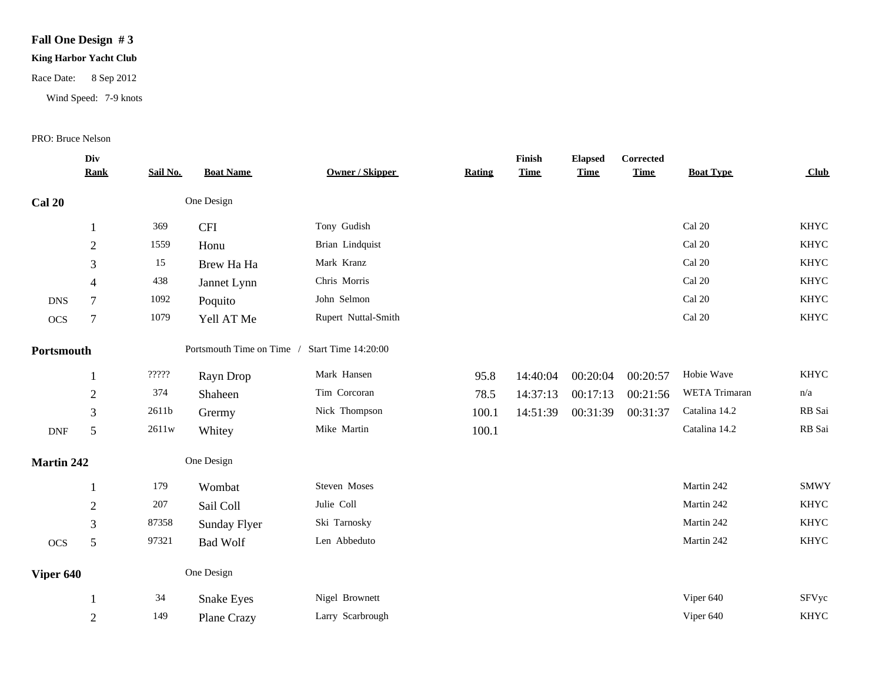# Fall One Design # 3

**King Harbor Yacht Club**

Race Date: 8 Sep 2012

Wind Speed: 7-9 knots

PRO: Bruce Nelson

| | Div Rank | Sail No. | Boat Name | Owner / Skipper | Rating | Finish Time | Elapsed Time | Corrected Time | Boat Type | Club |
|---|---|---|---|---|---|---|---|---|---|---|
| **Cal 20** | | | One Design | | | | | | | |
| | 1 | 369 | CFI | Tony Gudish | | | | | Cal 20 | KHYC |
| | 2 | 1559 | Honu | Brian Lindquist | | | | | Cal 20 | KHYC |
| | 3 | 15 | Brew Ha Ha | Mark Kranz | | | | | Cal 20 | KHYC |
| | 4 | 438 | Jannet Lynn | Chris Morris | | | | | Cal 20 | KHYC |
| DNS | 7 | 1092 | Poquito | John Selmon | | | | | Cal 20 | KHYC |
| OCS | 7 | 1079 | Yell AT Me | Rupert Nuttal-Smith | | | | | Cal 20 | KHYC |
| **Portsmouth** | | | Portsmouth Time on Time / Start Time 14:20:00 | | | | | | | |
| | 1 | ????? | Rayn Drop | Mark Hansen | 95.8 | 14:40:04 | 00:20:04 | 00:20:57 | Hobie Wave | KHYC |
| | 2 | 374 | Shaheen | Tim Corcoran | 78.5 | 14:37:13 | 00:17:13 | 00:21:56 | WETA Trimaran | n/a |
| | 3 | 2611b | Gvermy | Nick Thompson | 100.1 | 14:51:39 | 00:31:39 | 00:31:37 | Catalina 14.2 | RB Sai |
| DNF | 5 | 2611w | Whitey | Mike Martin | 100.1 | | | | Catalina 14.2 | RB Sai |
| **Martin 242** | | | One Design | | | | | | | |
| | 1 | 179 | Wombat | Steven Moses | | | | | Martin 242 | SMWY |
| | 2 | 207 | Sail Coll | Julie Coll | | | | | Martin 242 | KHYC |
| | 3 | 87358 | Sunday Flyer | Ski Tarnosky | | | | | Martin 242 | KHYC |
| OCS | 5 | 97321 | Bad Wolf | Len Abbeduto | | | | | Martin 242 | KHYC |
| **Viper 640** | | | One Design | | | | | | | |
| | 1 | 34 | Snake Eyes | Nigel Brownett | | | | | Viper 640 | SFVyc |
| | 2 | 149 | Plane Crazy | Larry Scarbrough | | | | | Viper 640 | KHYC |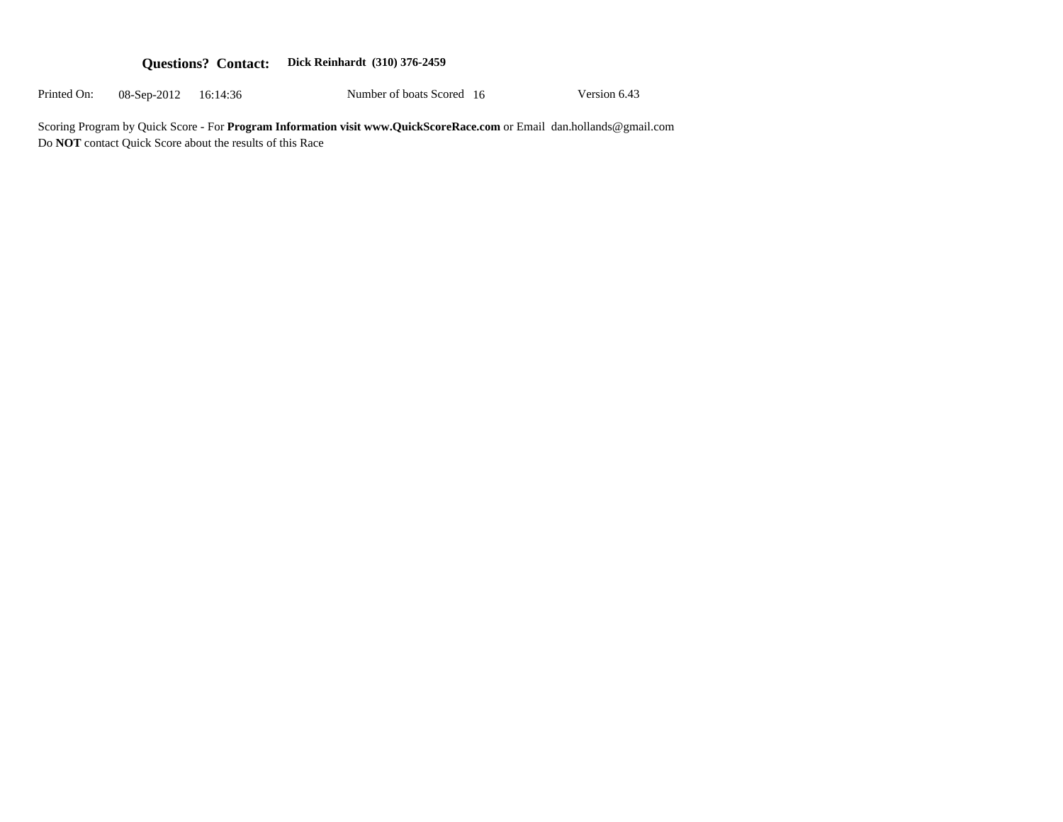**Questions? Contact:** **Dick Reinhardt (310) 376-2459**

Printed On: 08-Sep-2012 16:14:36 Number of boats Scored 16 Version 6.43

Scoring Program by Quick Score - For **Program Information visit www.QuickScoreRace.com** or Email dan.hollands@gmail.com
Do **NOT** contact Quick Score about the results of this Race